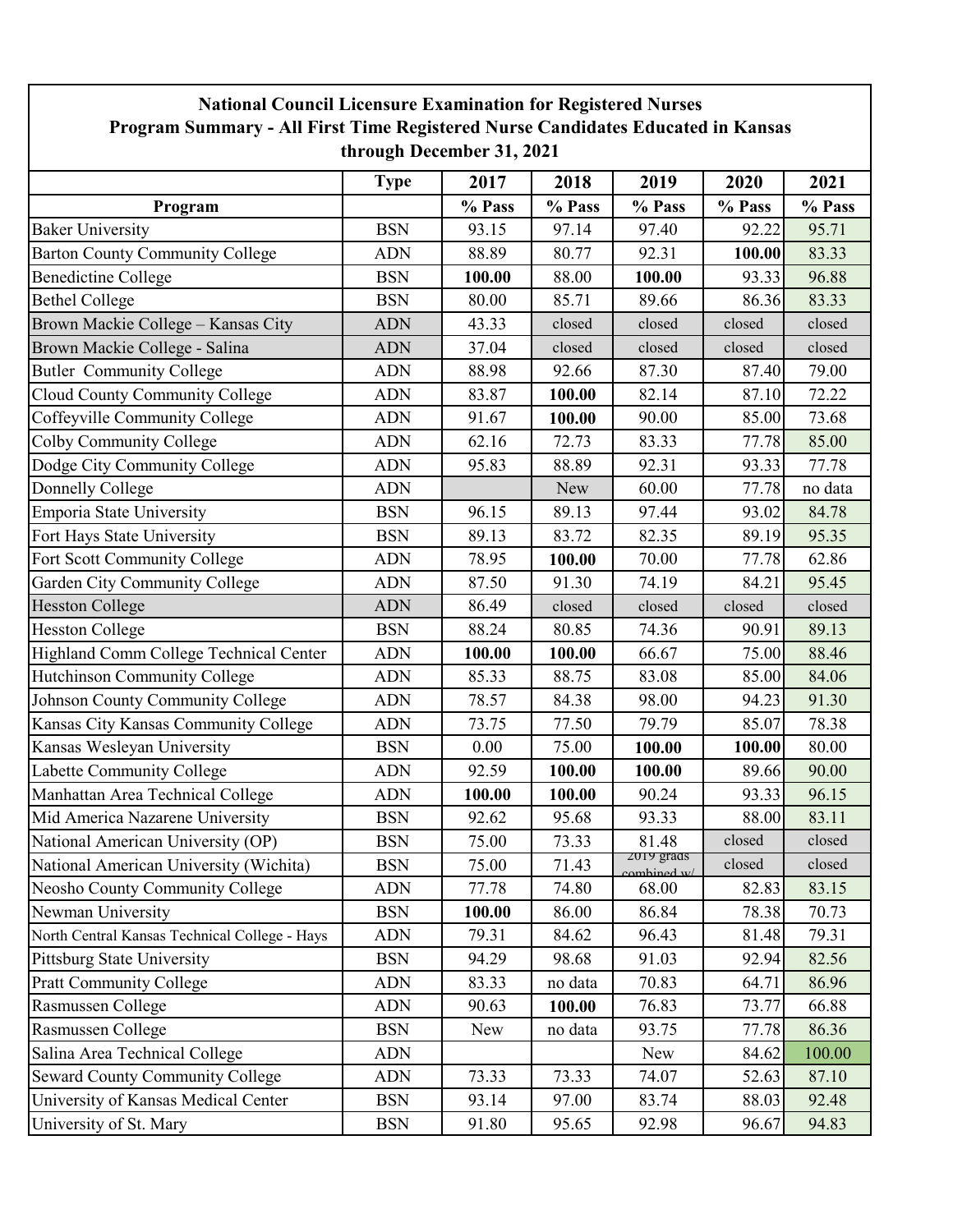## National Council Licensure Examination for Registered Nurses
## Program Summary - All First Time Registered Nurse Candidates Educated in Kansas
## through December 31, 2021

| | Type | 2017 | 2018 | 2019 | 2020 | 2021 |
|---|---|---|---|---|---|---|
| **Program** | | **% Pass** | **% Pass** | **% Pass** | **% Pass** | **% Pass** |
| Baker University | BSN | 93.15 | 97.14 | 97.40 | 92.22 | 95.71 |
| Barton County Community College | ADN | 88.89 | 80.77 | 92.31 | **100.00** | 83.33 |
| Benedictine College | BSN | **100.00** | 88.00 | **100.00** | 93.33 | 96.88 |
| Bethel College | BSN | 80.00 | 85.71 | 89.66 | 86.36 | 83.33 |
| Brown Mackie College – Kansas City | ADN | 43.33 | closed | closed | closed | closed |
| Brown Mackie College - Salina | ADN | 37.04 | closed | closed | closed | closed |
| Butler Community College | ADN | 88.98 | 92.66 | 87.30 | 87.40 | 79.00 |
| Cloud County Community College | ADN | 83.87 | **100.00** | 82.14 | 87.10 | 72.22 |
| Coffeyville Community College | ADN | 91.67 | **100.00** | 90.00 | 85.00 | 73.68 |
| Colby Community College | ADN | 62.16 | 72.73 | 83.33 | 77.78 | 85.00 |
| Dodge City Community College | ADN | 95.83 | 88.89 | 92.31 | 93.33 | 77.78 |
| Donnelly College | ADN | | New | 60.00 | 77.78 | no data |
| Emporia State University | BSN | 96.15 | 89.13 | 97.44 | 93.02 | 84.78 |
| Fort Hays State University | BSN | 89.13 | 83.72 | 82.35 | 89.19 | 95.35 |
| Fort Scott Community College | ADN | 78.95 | **100.00** | 70.00 | 77.78 | 62.86 |
| Garden City Community College | ADN | 87.50 | 91.30 | 74.19 | 84.21 | 95.45 |
| Hesston College | ADN | 86.49 | closed | closed | closed | closed |
| Hesston College | BSN | 88.24 | 80.85 | 74.36 | 90.91 | 89.13 |
| Highland Comm College Technical Center | ADN | **100.00** | **100.00** | 66.67 | 75.00 | 88.46 |
| Hutchinson Community College | ADN | 85.33 | 88.75 | 83.08 | 85.00 | 84.06 |
| Johnson County Community College | ADN | 78.57 | 84.38 | 98.00 | 94.23 | 91.30 |
| Kansas City Kansas Community College | ADN | 73.75 | 77.50 | 79.79 | 85.07 | 78.38 |
| Kansas Wesleyan University | BSN | 0.00 | 75.00 | **100.00** | **100.00** | 80.00 |
| Labette Community College | ADN | 92.59 | **100.00** | **100.00** | 89.66 | 90.00 |
| Manhattan Area Technical College | ADN | **100.00** | **100.00** | 90.24 | 93.33 | 96.15 |
| Mid America Nazarene University | BSN | 92.62 | 95.68 | 93.33 | 88.00 | 83.11 |
| National American University (OP) | BSN | 75.00 | 73.33 | 81.48 | closed | closed |
| National American University (Wichita) | BSN | 75.00 | 71.43 | 2019 grads combined w/ | closed | closed |
| Neosho County Community College | ADN | 77.78 | 74.80 | 68.00 | 82.83 | 83.15 |
| Newman University | BSN | **100.00** | 86.00 | 86.84 | 78.38 | 70.73 |
| North Central Kansas Technical College - Hays | ADN | 79.31 | 84.62 | 96.43 | 81.48 | 79.31 |
| Pittsburg State University | BSN | 94.29 | 98.68 | 91.03 | 92.94 | 82.56 |
| Pratt Community College | ADN | 83.33 | no data | 70.83 | 64.71 | 86.96 |
| Rasmussen College | ADN | 90.63 | **100.00** | 76.83 | 73.77 | 66.88 |
| Rasmussen College | BSN | New | no data | 93.75 | 77.78 | 86.36 |
| Salina Area Technical College | ADN | | | New | 84.62 | 100.00 |
| Seward County Community College | ADN | 73.33 | 73.33 | 74.07 | 52.63 | 87.10 |
| University of Kansas Medical Center | BSN | 93.14 | 97.00 | 83.74 | 88.03 | 92.48 |
| University of St. Mary | BSN | 91.80 | 95.65 | 92.98 | 96.67 | 94.83 |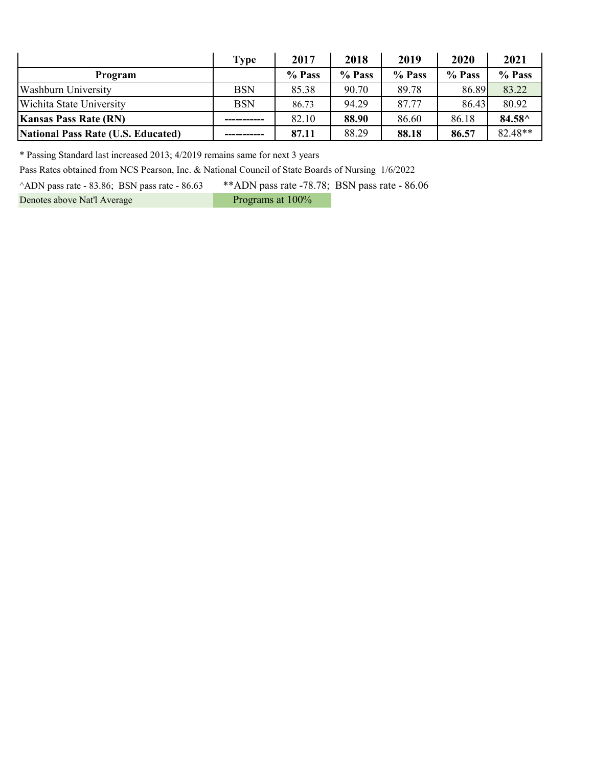| | Type | 2017 | 2018 | 2019 | 2020 | 2021 |
|---|---|---|---|---|---|---|
| **Program** | | **% Pass** | **% Pass** | **% Pass** | **% Pass** | **% Pass** |
| Washburn University | BSN | 85.38 | 90.70 | 89.78 | 86.89 | 83.22 |
| Wichita State University | BSN | 86.73 | 94.29 | 87.77 | 86.43 | 80.92 |
| **Kansas Pass Rate (RN)** | ----------- | 82.10 | **88.90** | 86.60 | 86.18 | **84.58^** |
| **National Pass Rate (U.S. Educated)** | ----------- | **87.11** | 88.29 | **88.18** | **86.57** | 82.48** |

* Passing Standard last increased 2013; 4/2019 remains same for next 3 years

Pass Rates obtained from NCS Pearson, Inc. & National Council of State Boards of Nursing 1/6/2022

^ADN pass rate - 83.86; BSN pass rate - 86.63 **ADN pass rate -78.78; BSN pass rate - 86.06

Denotes above Nat'l Average Programs at 100%